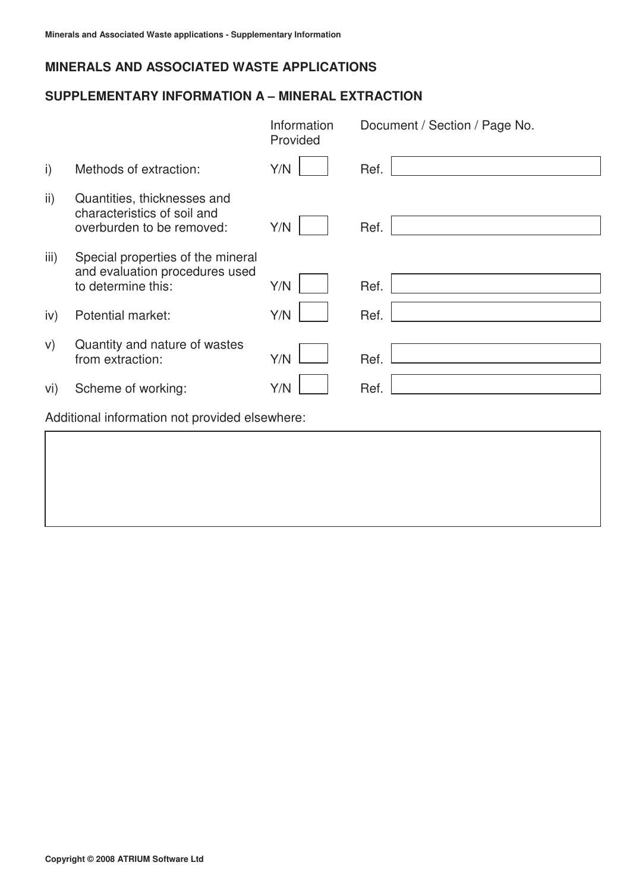# MINERALS AND ASSOCIATED WASTE APPLICATIONS

## SUPPLEMENTARY INFORMATION A – MINERAL EXTRACTION

| | | Information Provided | Document / Section / Page No. |
|---|---|---|---|
| i) | Methods of extraction: | Y/N | Ref. |
| ii) | Quantities, thicknesses and characteristics of soil and overburden to be removed: | Y/N | Ref. |
| iii) | Special properties of the mineral and evaluation procedures used to determine this: | Y/N | Ref. |
| iv) | Potential market: | Y/N | Ref. |
| v) | Quantity and nature of wastes from extraction: | Y/N | Ref. |
| vi) | Scheme of working: | Y/N | Ref. |

Additional information not provided elsewhere:

Copyright © 2008 ATRIUM Software Ltd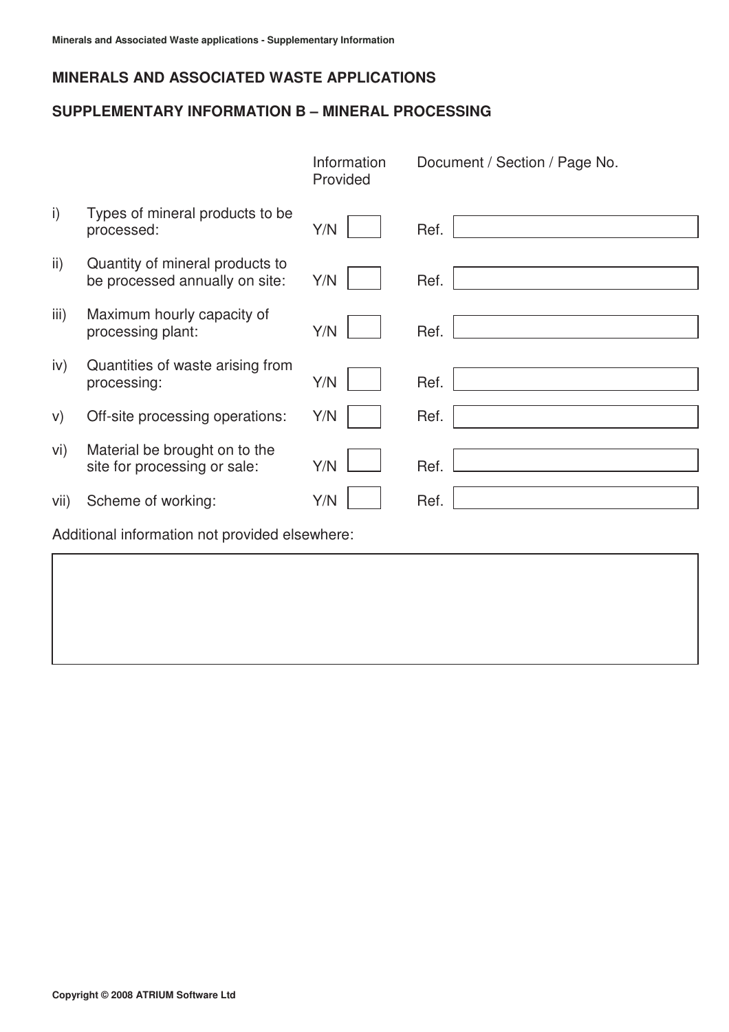## MINERALS AND ASSOCIATED WASTE APPLICATIONS

## SUPPLEMENTARY INFORMATION B – MINERAL PROCESSING

| | | Information Provided | Document / Section / Page No. |
|---|---|---|---|
| i) | Types of mineral products to be processed: | Y/N | Ref. |
| ii) | Quantity of mineral products to be processed annually on site: | Y/N | Ref. |
| iii) | Maximum hourly capacity of processing plant: | Y/N | Ref. |
| iv) | Quantities of waste arising from processing: | Y/N | Ref. |
| v) | Off-site processing operations: | Y/N | Ref. |
| vi) | Material be brought on to the site for processing or sale: | Y/N | Ref. |
| vii) | Scheme of working: | Y/N | Ref. |

Additional information not provided elsewhere: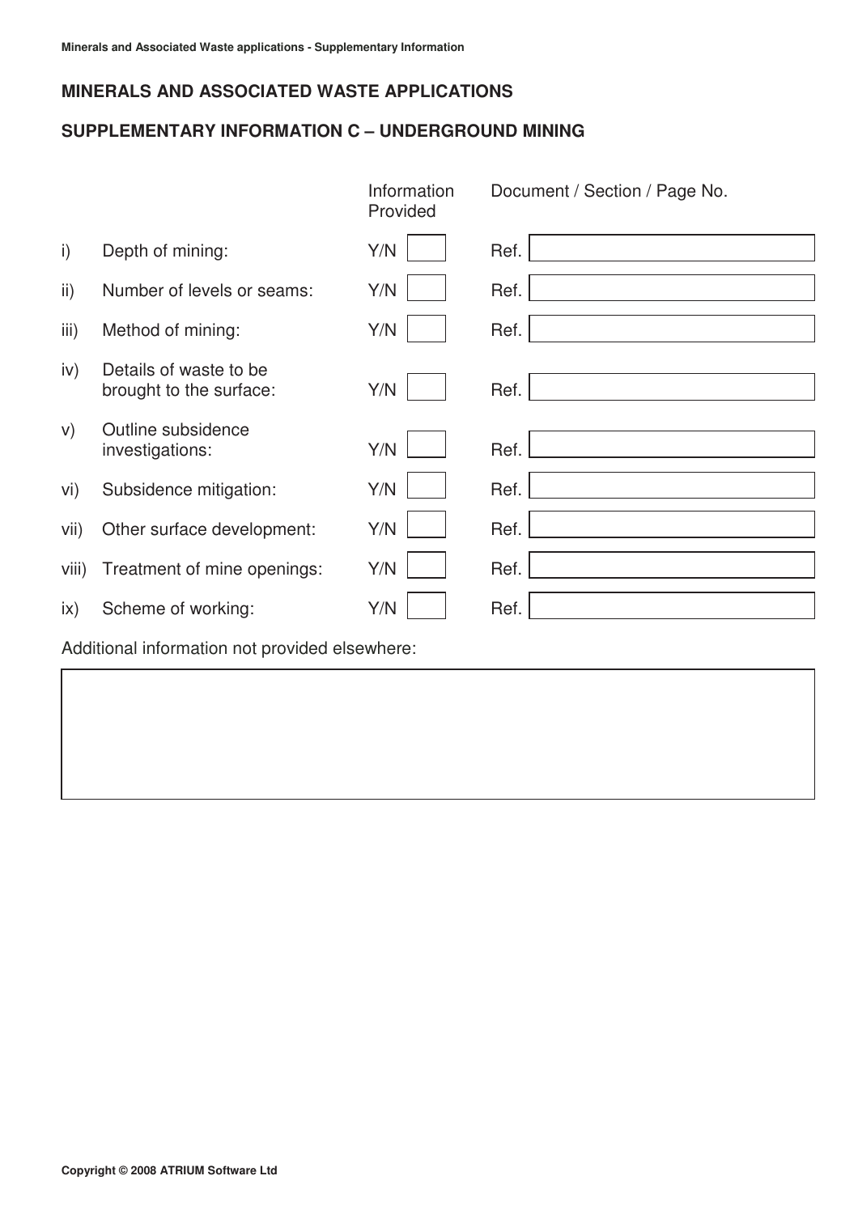## MINERALS AND ASSOCIATED WASTE APPLICATIONS

## SUPPLEMENTARY INFORMATION C – UNDERGROUND MINING

| | | Information Provided | Document / Section / Page No. |
|---|---|---|---|
| i) | Depth of mining: | Y/N | Ref. |
| ii) | Number of levels or seams: | Y/N | Ref. |
| iii) | Method of mining: | Y/N | Ref. |
| iv) | Details of waste to be brought to the surface: | Y/N | Ref. |
| v) | Outline subsidence investigations: | Y/N | Ref. |
| vi) | Subsidence mitigation: | Y/N | Ref. |
| vii) | Other surface development: | Y/N | Ref. |
| viii) | Treatment of mine openings: | Y/N | Ref. |
| ix) | Scheme of working: | Y/N | Ref. |

Additional information not provided elsewhere:

Copyright © 2008 ATRIUM Software Ltd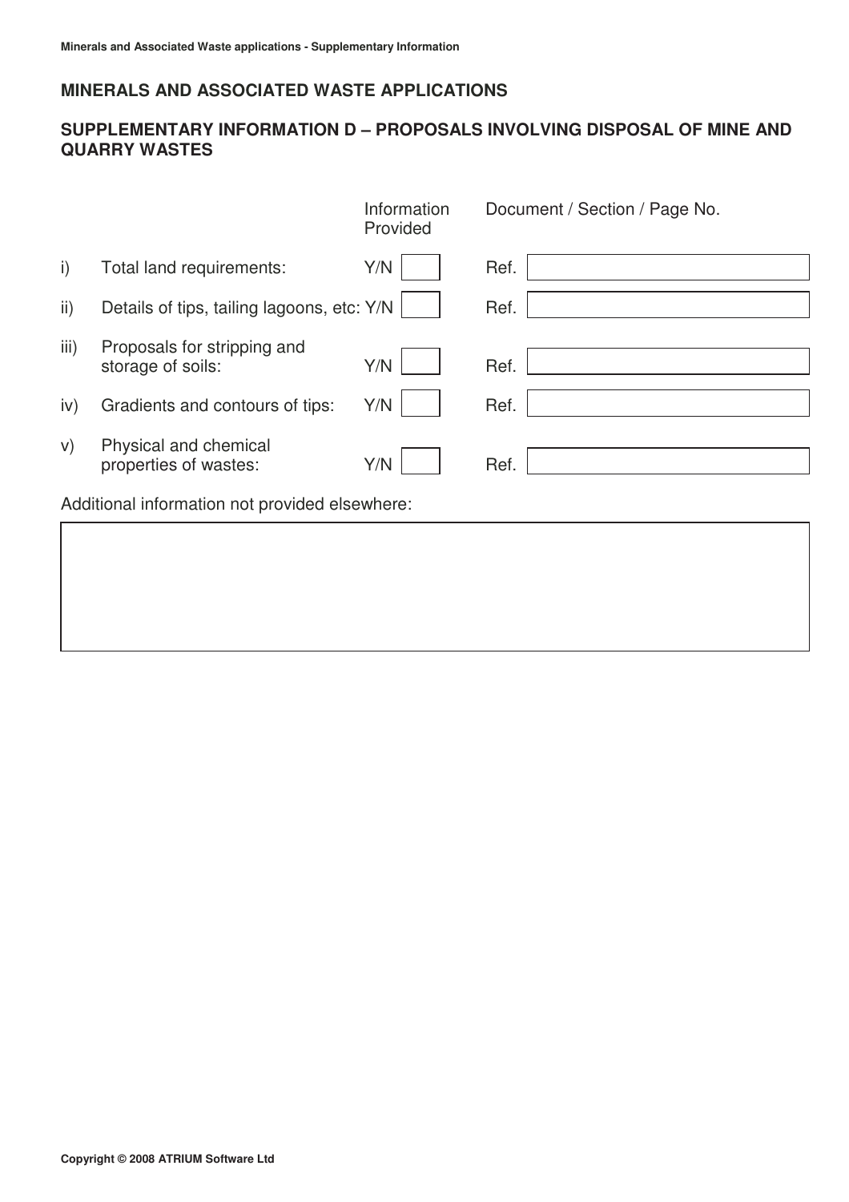## MINERALS AND ASSOCIATED WASTE APPLICATIONS

## SUPPLEMENTARY INFORMATION D – PROPOSALS INVOLVING DISPOSAL OF MINE AND QUARRY WASTES

| | | Information Provided | Document / Section / Page No. |
|---|---|---|---|
| i) | Total land requirements: | Y/N | Ref. |
| ii) | Details of tips, tailing lagoons, etc: | Y/N | Ref. |
| iii) | Proposals for stripping and storage of soils: | Y/N | Ref. |
| iv) | Gradients and contours of tips: | Y/N | Ref. |
| v) | Physical and chemical properties of wastes: | Y/N | Ref. |

Additional information not provided elsewhere: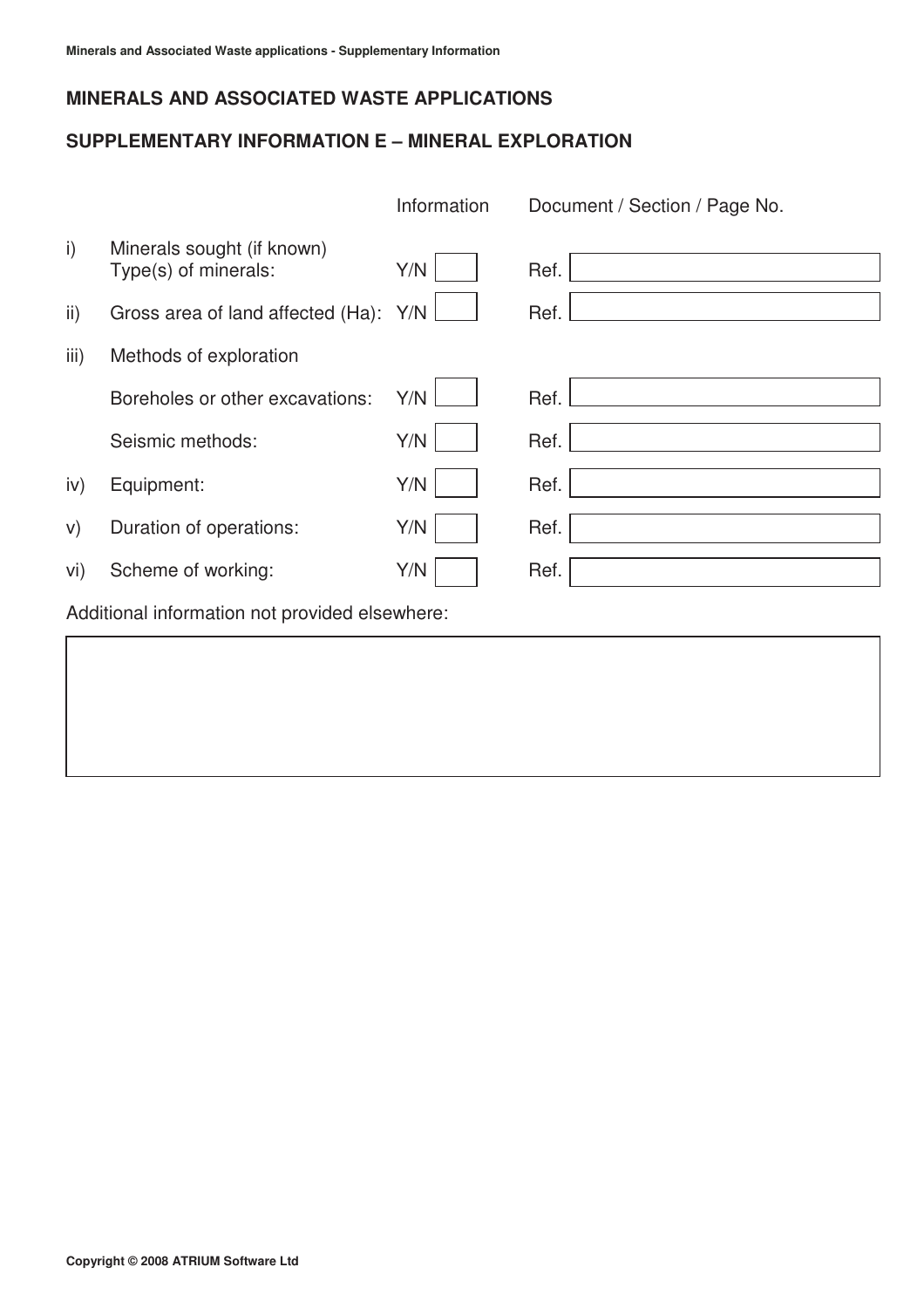## MINERALS AND ASSOCIATED WASTE APPLICATIONS

## SUPPLEMENTARY INFORMATION E – MINERAL EXPLORATION

| | | Information | Document / Section / Page No. |
|---|---|---|---|
| i) | Minerals sought (if known) Type(s) of minerals: | Y/N | Ref. |
| ii) | Gross area of land affected (Ha): | Y/N | Ref. |
| iii) | Methods of exploration | | |
| | Boreholes or other excavations: | Y/N | Ref. |
| | Seismic methods: | Y/N | Ref. |
| iv) | Equipment: | Y/N | Ref. |
| v) | Duration of operations: | Y/N | Ref. |
| vi) | Scheme of working: | Y/N | Ref. |

Additional information not provided elsewhere:

Copyright © 2008 ATRIUM Software Ltd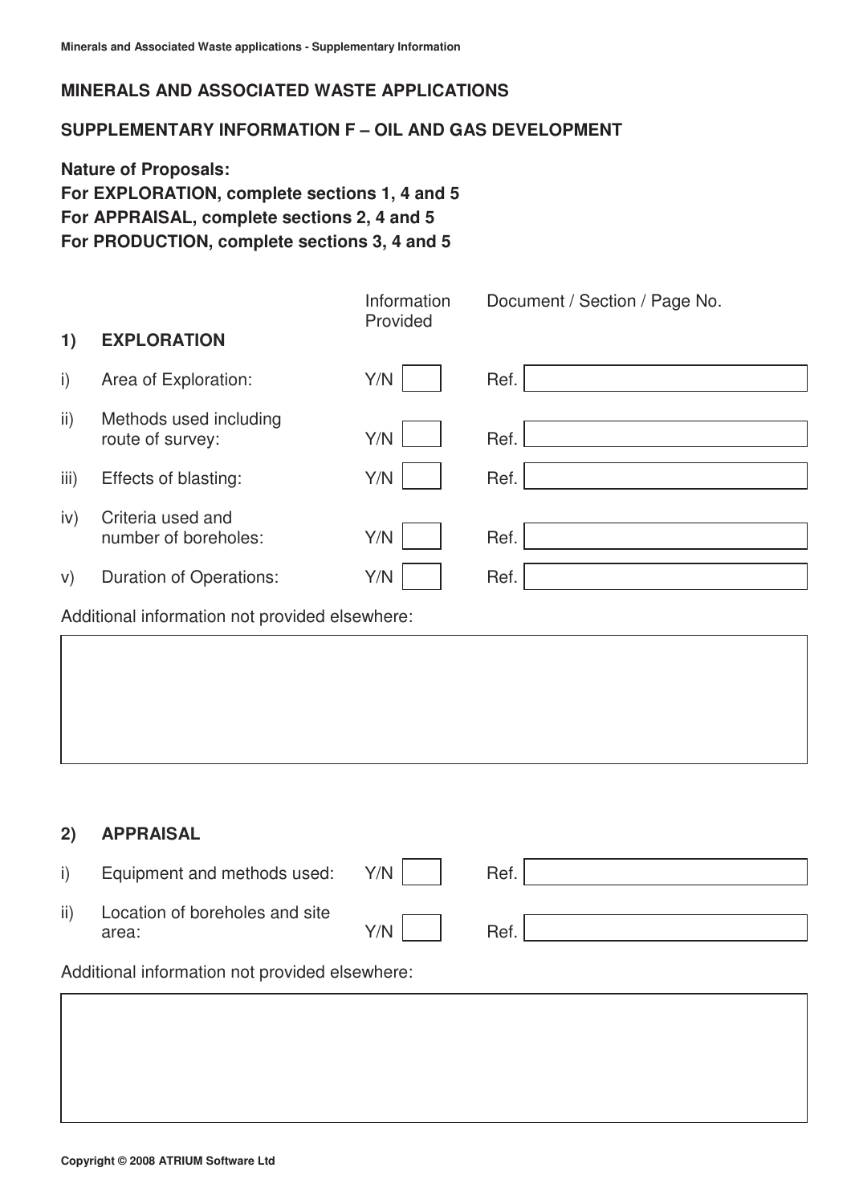## MINERALS AND ASSOCIATED WASTE APPLICATIONS

## SUPPLEMENTARY INFORMATION F – OIL AND GAS DEVELOPMENT

**Nature of Proposals:**
**For EXPLORATION, complete sections 1, 4 and 5**
**For APPRAISAL, complete sections 2, 4 and 5**
**For PRODUCTION, complete sections 3, 4 and 5**

| | **1) EXPLORATION** | Information Provided | Document / Section / Page No. |
|---|---|---|---|
| i) | Area of Exploration: | Y/N | Ref. |
| ii) | Methods used including route of survey: | Y/N | Ref. |
| iii) | Effects of blasting: | Y/N | Ref. |
| iv) | Criteria used and number of boreholes: | Y/N | Ref. |
| v) | Duration of Operations: | Y/N | Ref. |

Additional information not provided elsewhere:

| | **2) APPRAISAL** | Information Provided | Document / Section / Page No. |
|---|---|---|---|
| i) | Equipment and methods used: | Y/N | Ref. |
| ii) | Location of boreholes and site area: | Y/N | Ref. |

Additional information not provided elsewhere: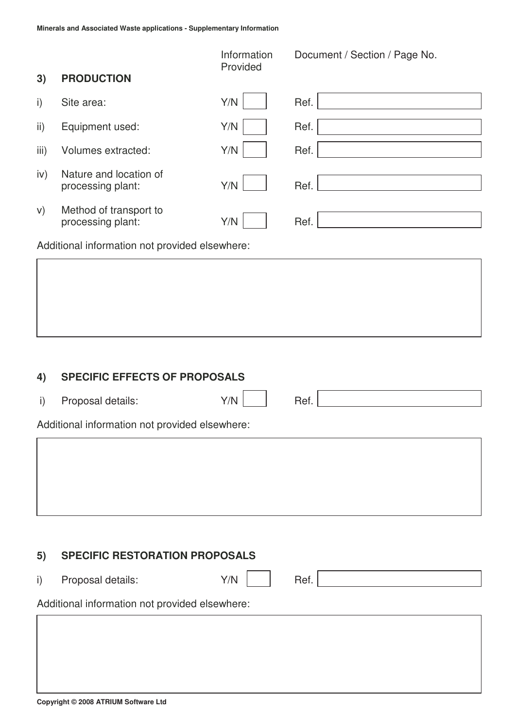## 3) PRODUCTION

| | | Information Provided | Document / Section / Page No. |
|---|---|---|---|
| i) | Site area: | Y/N | Ref. |
| ii) | Equipment used: | Y/N | Ref. |
| iii) | Volumes extracted: | Y/N | Ref. |
| iv) | Nature and location of processing plant: | Y/N | Ref. |
| v) | Method of transport to processing plant: | Y/N | Ref. |

Additional information not provided elsewhere:

## 4) SPECIFIC EFFECTS OF PROPOSALS

| | | | |
|---|---|---|---|
| i) | Proposal details: | Y/N | Ref. |

Additional information not provided elsewhere:

## 5) SPECIFIC RESTORATION PROPOSALS

| | | | |
|---|---|---|---|
| i) | Proposal details: | Y/N | Ref. |

Additional information not provided elsewhere: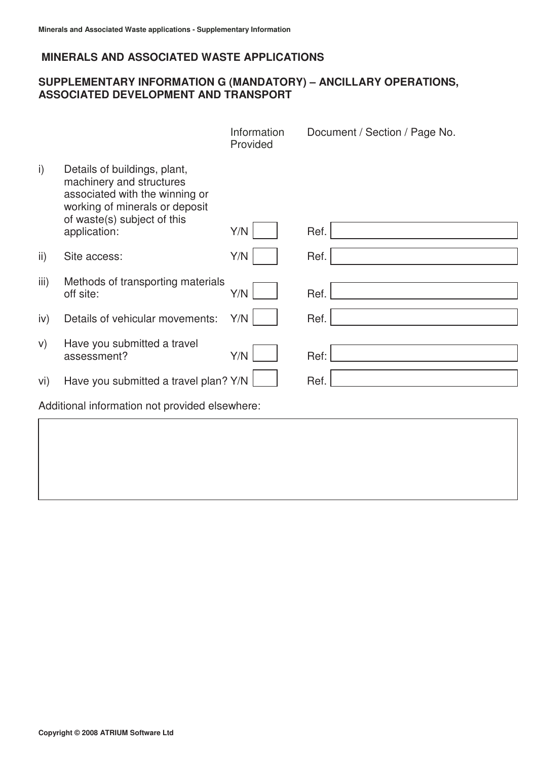## MINERALS AND ASSOCIATED WASTE APPLICATIONS

### SUPPLEMENTARY INFORMATION G (MANDATORY) – ANCILLARY OPERATIONS, ASSOCIATED DEVELOPMENT AND TRANSPORT

| | | Information Provided | Document / Section / Page No. |
|---|---|---|---|
| i) | Details of buildings, plant, machinery and structures associated with the winning or working of minerals or deposit of waste(s) subject of this application: | Y/N | Ref. |
| ii) | Site access: | Y/N | Ref. |
| iii) | Methods of transporting materials off site: | Y/N | Ref. |
| iv) | Details of vehicular movements: | Y/N | Ref. |
| v) | Have you submitted a travel assessment? | Y/N | Ref: |
| vi) | Have you submitted a travel plan? | Y/N | Ref. |

Additional information not provided elsewhere: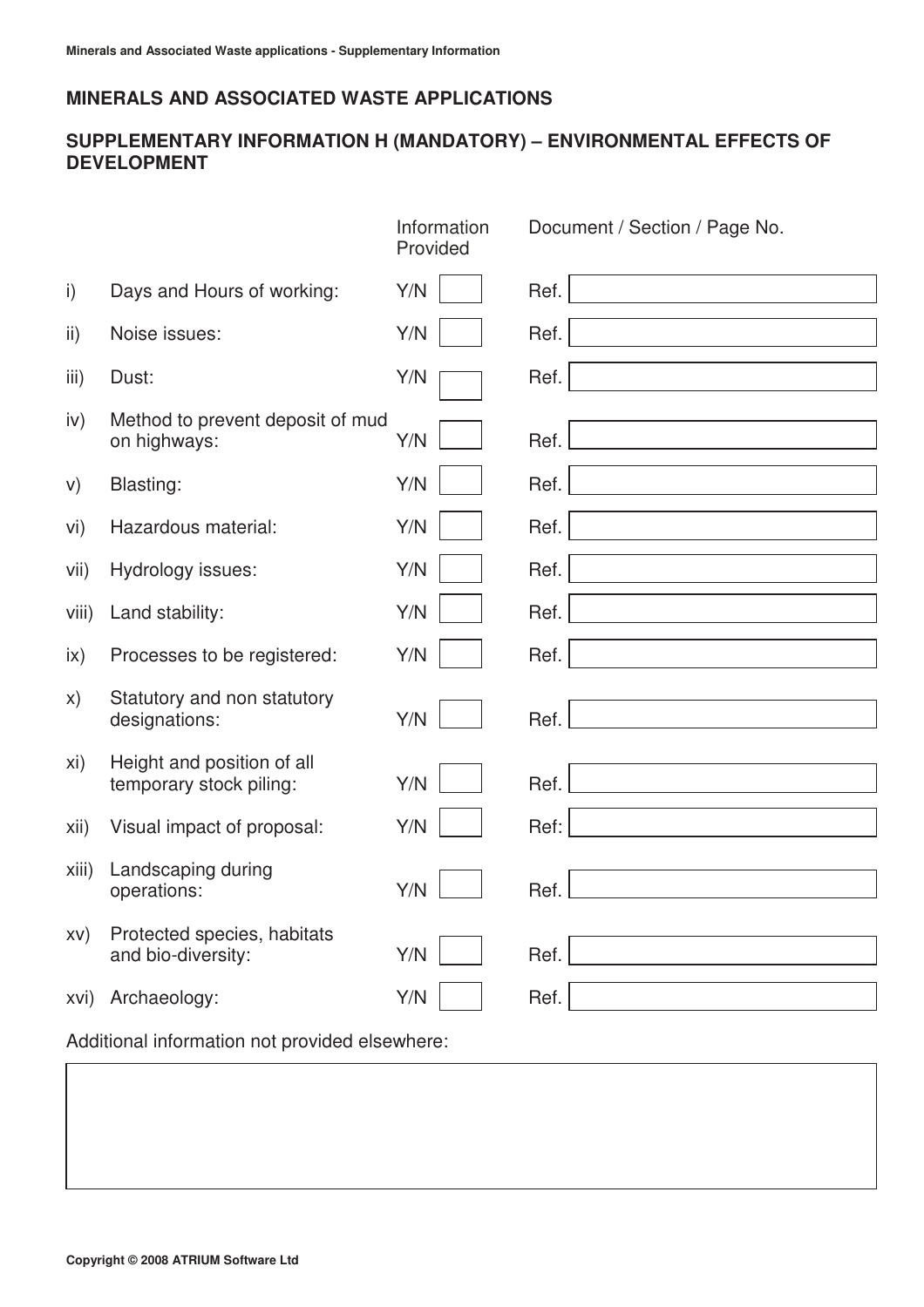## MINERALS AND ASSOCIATED WASTE APPLICATIONS

### SUPPLEMENTARY INFORMATION H (MANDATORY) – ENVIRONMENTAL EFFECTS OF DEVELOPMENT

| | | Information Provided | Document / Section / Page No. |
|---|---|---|---|
| i) | Days and Hours of working: | Y/N | Ref. |
| ii) | Noise issues: | Y/N | Ref. |
| iii) | Dust: | Y/N | Ref. |
| iv) | Method to prevent deposit of mud on highways: | Y/N | Ref. |
| v) | Blasting: | Y/N | Ref. |
| vi) | Hazardous material: | Y/N | Ref. |
| vii) | Hydrology issues: | Y/N | Ref. |
| viii) | Land stability: | Y/N | Ref. |
| ix) | Processes to be registered: | Y/N | Ref. |
| x) | Statutory and non statutory designations: | Y/N | Ref. |
| xi) | Height and position of all temporary stock piling: | Y/N | Ref. |
| xii) | Visual impact of proposal: | Y/N | Ref: |
| xiii) | Landscaping during operations: | Y/N | Ref. |
| xv) | Protected species, habitats and bio-diversity: | Y/N | Ref. |
| xvi) | Archaeology: | Y/N | Ref. |

Additional information not provided elsewhere:

Copyright © 2008 ATRIUM Software Ltd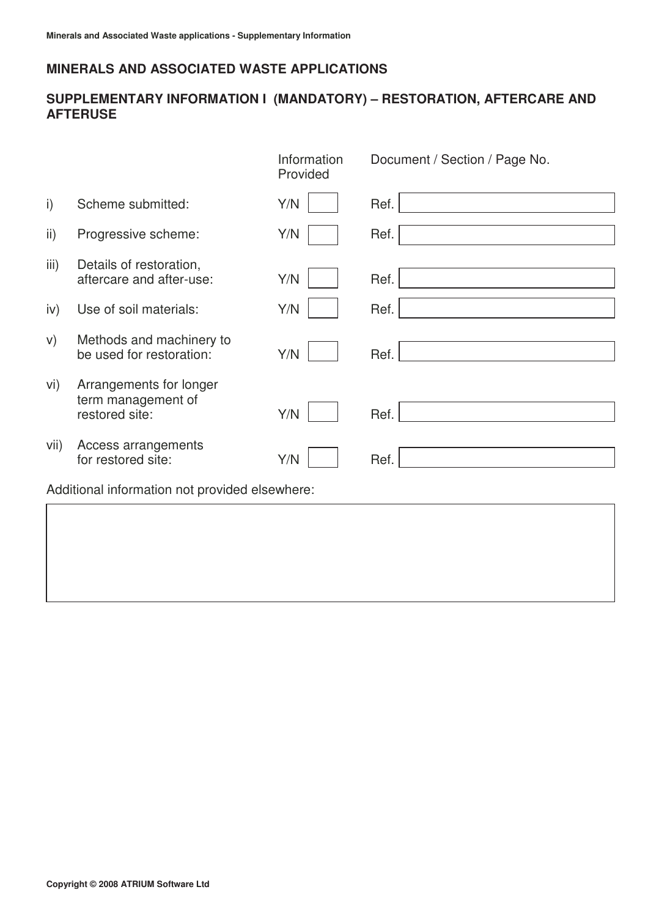## MINERALS AND ASSOCIATED WASTE APPLICATIONS

### SUPPLEMENTARY INFORMATION I (MANDATORY) – RESTORATION, AFTERCARE AND AFTERUSE

| | | Information Provided | Document / Section / Page No. |
|---|---|---|---|
| i) | Scheme submitted: | Y/N | Ref. |
| ii) | Progressive scheme: | Y/N | Ref. |
| iii) | Details of restoration, aftercare and after-use: | Y/N | Ref. |
| iv) | Use of soil materials: | Y/N | Ref. |
| v) | Methods and machinery to be used for restoration: | Y/N | Ref. |
| vi) | Arrangements for longer term management of restored site: | Y/N | Ref. |
| vii) | Access arrangements for restored site: | Y/N | Ref. |

Additional information not provided elsewhere:

Copyright © 2008 ATRIUM Software Ltd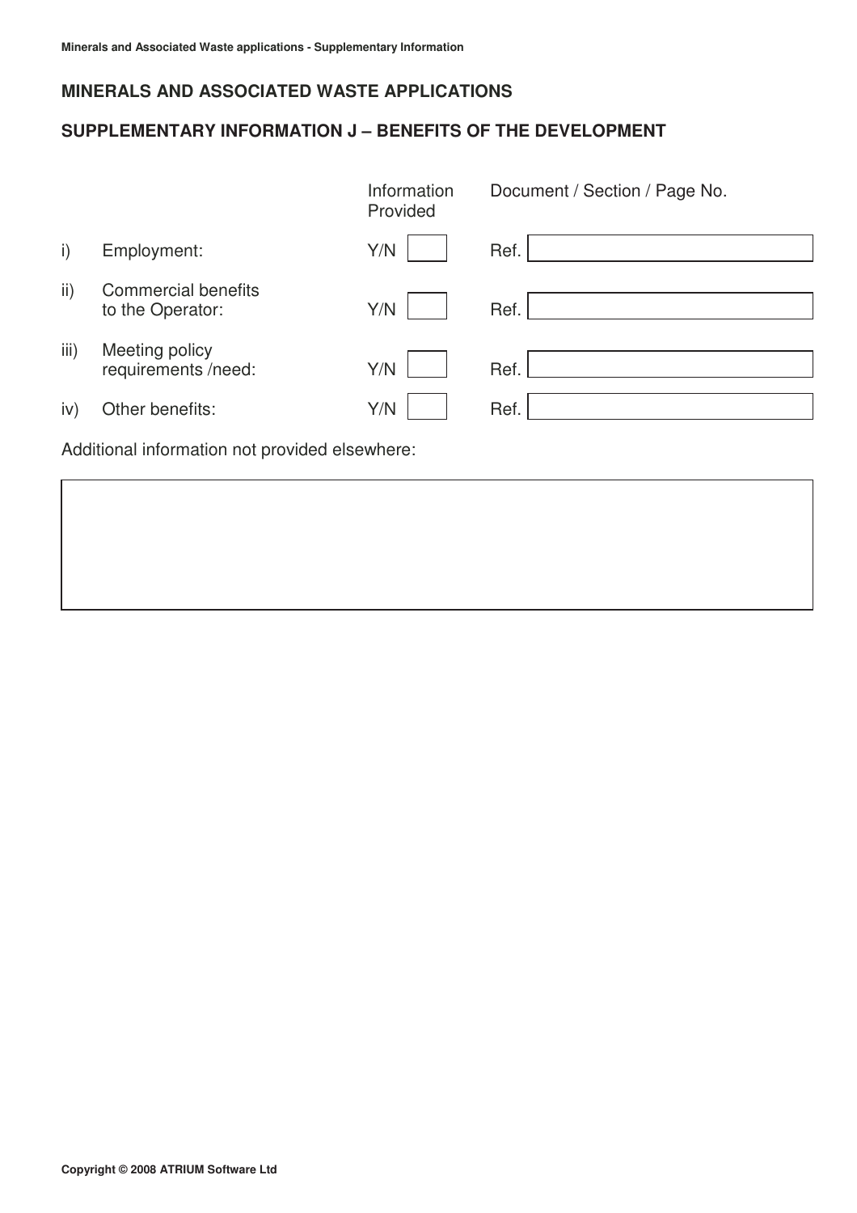## MINERALS AND ASSOCIATED WASTE APPLICATIONS

## SUPPLEMENTARY INFORMATION J – BENEFITS OF THE DEVELOPMENT

| | | Information Provided | Document / Section / Page No. |
|---|---|---|---|
| i) | Employment: | Y/N | Ref. |
| ii) | Commercial benefits to the Operator: | Y/N | Ref. |
| iii) | Meeting policy requirements /need: | Y/N | Ref. |
| iv) | Other benefits: | Y/N | Ref. |

Additional information not provided elsewhere:

Copyright © 2008 ATRIUM Software Ltd